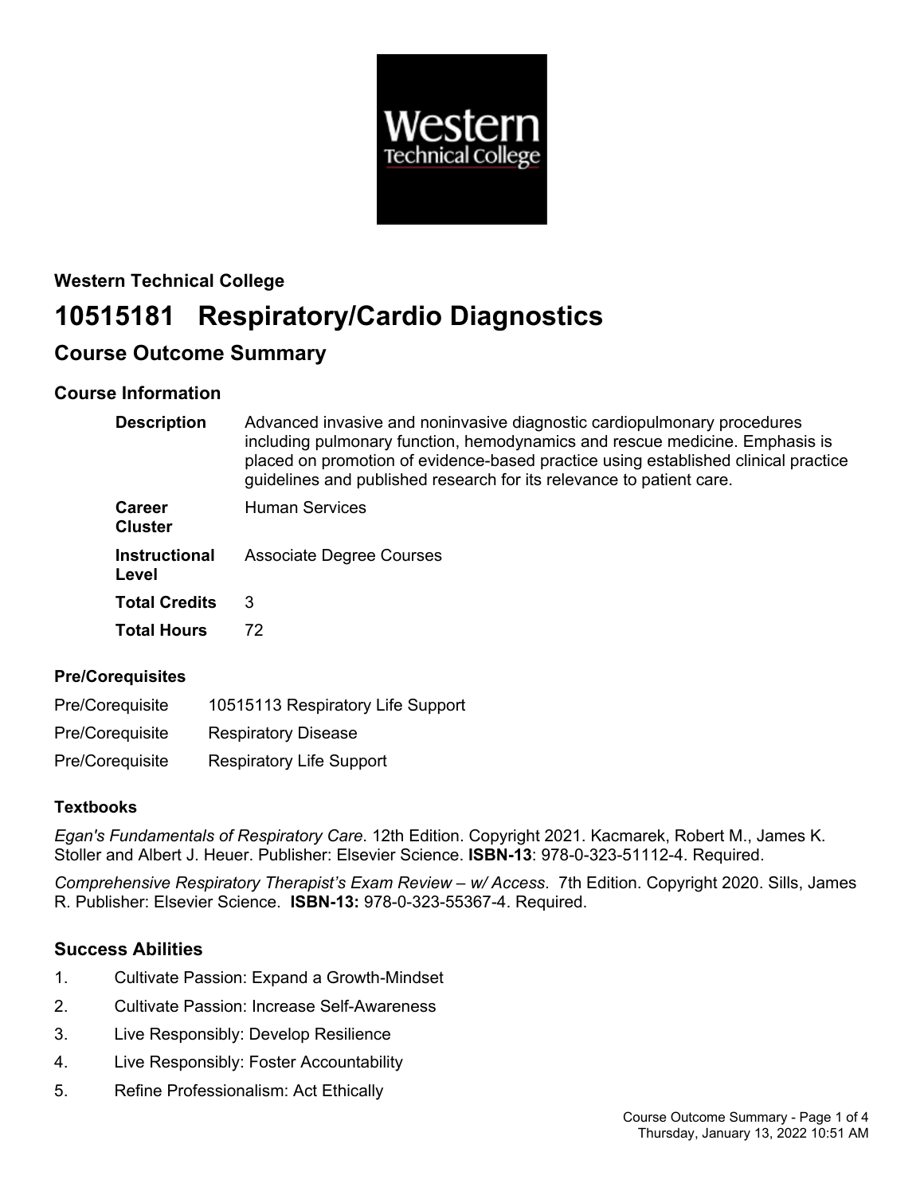**Western Technical College**

# 10515181 Respiratory/Cardio Diagnostics

## Course Outcome Summary

### Course Information

| | |
|---|---|
| **Description** | Advanced invasive and noninvasive diagnostic cardiopulmonary procedures including pulmonary function, hemodynamics and rescue medicine. Emphasis is placed on promotion of evidence-based practice using established clinical practice guidelines and published research for its relevance to patient care. |
| **Career Cluster** | Human Services |
| **Instructional Level** | Associate Degree Courses |
| **Total Credits** | 3 |
| **Total Hours** | 72 |

### Pre/Corequisites

| | |
|---|---|
| Pre/Corequisite | 10515113 Respiratory Life Support |
| Pre/Corequisite | Respiratory Disease |
| Pre/Corequisite | Respiratory Life Support |

### Textbooks

*Egan's Fundamentals of Respiratory Care*. 12th Edition. Copyright 2021. Kacmarek, Robert M., James K. Stoller and Albert J. Heuer. Publisher: Elsevier Science. **ISBN-13**: 978-0-323-51112-4. Required.

*Comprehensive Respiratory Therapist's Exam Review – w/ Access*. 7th Edition. Copyright 2020. Sills, James R. Publisher: Elsevier Science. **ISBN-13:** 978-0-323-55367-4. Required.

### Success Abilities

1. Cultivate Passion: Expand a Growth-Mindset
2. Cultivate Passion: Increase Self-Awareness
3. Live Responsibly: Develop Resilience
4. Live Responsibly: Foster Accountability
5. Refine Professionalism: Act Ethically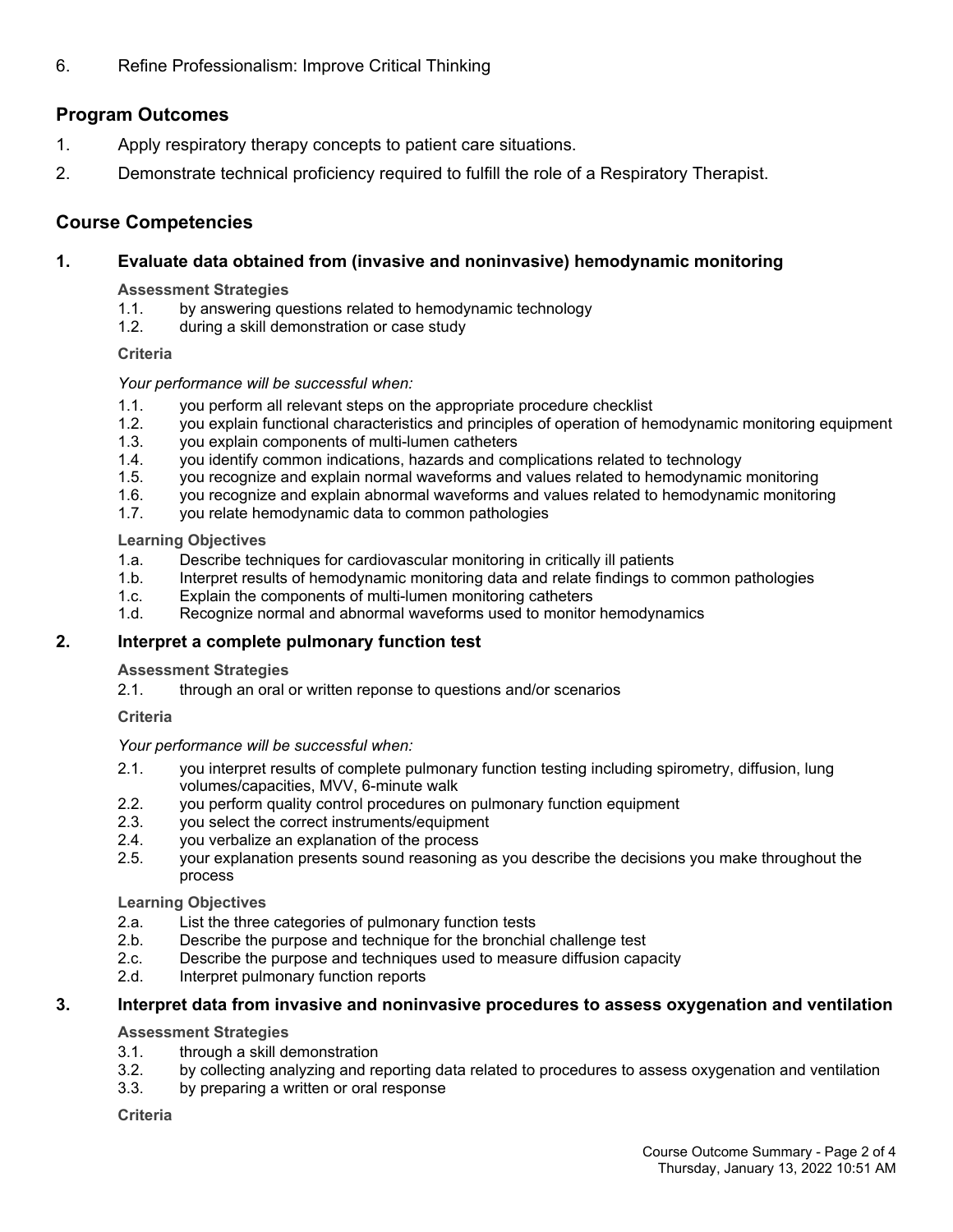6. Refine Professionalism: Improve Critical Thinking

## Program Outcomes

1. Apply respiratory therapy concepts to patient care situations.
2. Demonstrate technical proficiency required to fulfill the role of a Respiratory Therapist.

## Course Competencies

### 1. Evaluate data obtained from (invasive and noninvasive) hemodynamic monitoring

**Assessment Strategies**

1.1. by answering questions related to hemodynamic technology
1.2. during a skill demonstration or case study

**Criteria**

*Your performance will be successful when:*

1.1. you perform all relevant steps on the appropriate procedure checklist
1.2. you explain functional characteristics and principles of operation of hemodynamic monitoring equipment
1.3. you explain components of multi-lumen catheters
1.4. you identify common indications, hazards and complications related to technology
1.5. you recognize and explain normal waveforms and values related to hemodynamic monitoring
1.6. you recognize and explain abnormal waveforms and values related to hemodynamic monitoring
1.7. you relate hemodynamic data to common pathologies

**Learning Objectives**

1.a. Describe techniques for cardiovascular monitoring in critically ill patients
1.b. Interpret results of hemodynamic monitoring data and relate findings to common pathologies
1.c. Explain the components of multi-lumen monitoring catheters
1.d. Recognize normal and abnormal waveforms used to monitor hemodynamics

### 2. Interpret a complete pulmonary function test

**Assessment Strategies**

2.1. through an oral or written reponse to questions and/or scenarios

**Criteria**

*Your performance will be successful when:*

2.1. you interpret results of complete pulmonary function testing including spirometry, diffusion, lung volumes/capacities, MVV, 6-minute walk
2.2. you perform quality control procedures on pulmonary function equipment
2.3. you select the correct instruments/equipment
2.4. you verbalize an explanation of the process
2.5. your explanation presents sound reasoning as you describe the decisions you make throughout the process

**Learning Objectives**

2.a. List the three categories of pulmonary function tests
2.b. Describe the purpose and technique for the bronchial challenge test
2.c. Describe the purpose and techniques used to measure diffusion capacity
2.d. Interpret pulmonary function reports

### 3. Interpret data from invasive and noninvasive procedures to assess oxygenation and ventilation

**Assessment Strategies**

3.1. through a skill demonstration
3.2. by collecting analyzing and reporting data related to procedures to assess oxygenation and ventilation
3.3. by preparing a written or oral response

**Criteria**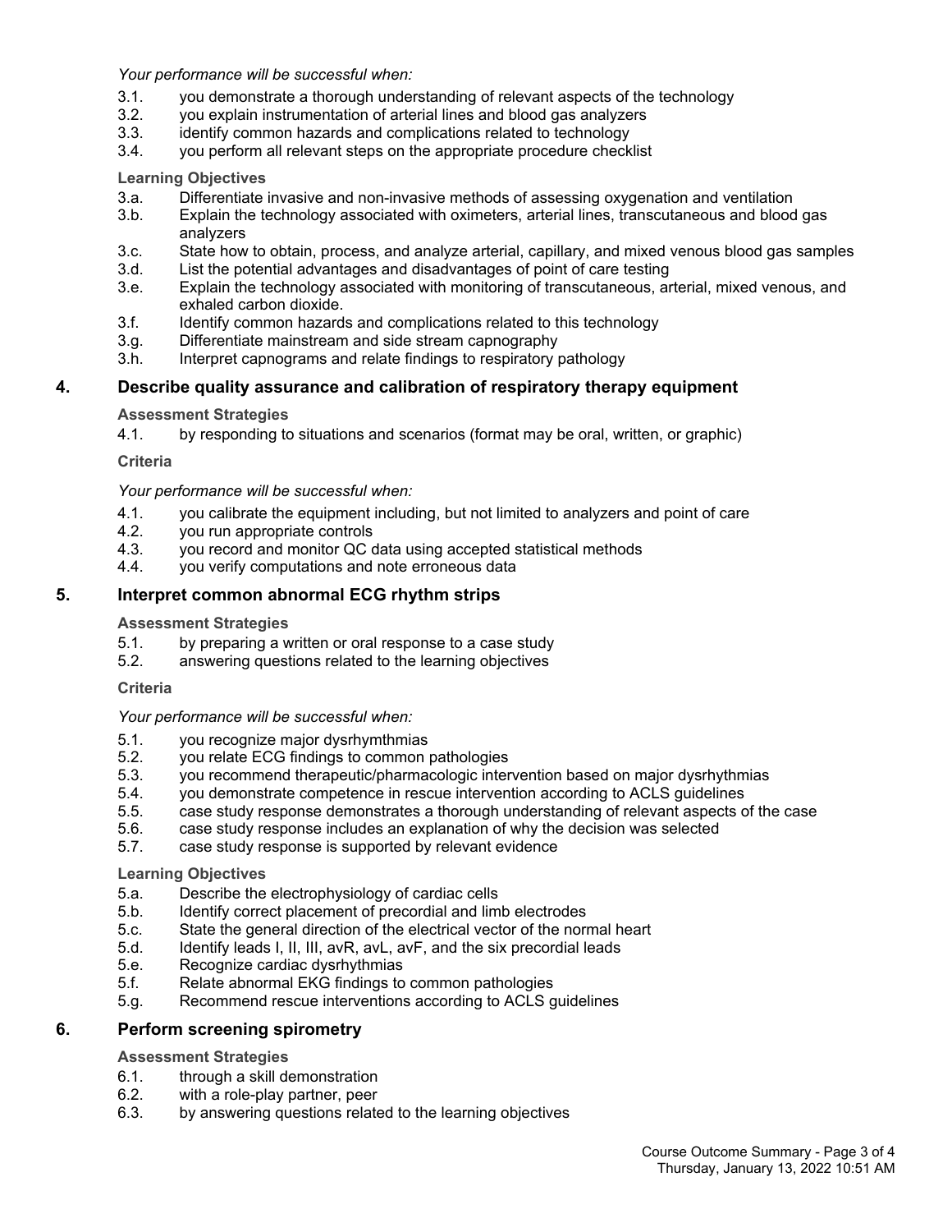*Your performance will be successful when:*

3.1. you demonstrate a thorough understanding of relevant aspects of the technology
3.2. you explain instrumentation of arterial lines and blood gas analyzers
3.3. identify common hazards and complications related to technology
3.4. you perform all relevant steps on the appropriate procedure checklist

**Learning Objectives**

3.a. Differentiate invasive and non-invasive methods of assessing oxygenation and ventilation
3.b. Explain the technology associated with oximeters, arterial lines, transcutaneous and blood gas analyzers
3.c. State how to obtain, process, and analyze arterial, capillary, and mixed venous blood gas samples
3.d. List the potential advantages and disadvantages of point of care testing
3.e. Explain the technology associated with monitoring of transcutaneous, arterial, mixed venous, and exhaled carbon dioxide.
3.f. Identify common hazards and complications related to this technology
3.g. Differentiate mainstream and side stream capnography
3.h. Interpret capnograms and relate findings to respiratory pathology

## 4. Describe quality assurance and calibration of respiratory therapy equipment

**Assessment Strategies**

4.1. by responding to situations and scenarios (format may be oral, written, or graphic)

**Criteria**

*Your performance will be successful when:*

4.1. you calibrate the equipment including, but not limited to analyzers and point of care
4.2. you run appropriate controls
4.3. you record and monitor QC data using accepted statistical methods
4.4. you verify computations and note erroneous data

## 5. Interpret common abnormal ECG rhythm strips

**Assessment Strategies**

5.1. by preparing a written or oral response to a case study
5.2. answering questions related to the learning objectives

**Criteria**

*Your performance will be successful when:*

5.1. you recognize major dysrhymthmias
5.2. you relate ECG findings to common pathologies
5.3. you recommend therapeutic/pharmacologic intervention based on major dysrhythmias
5.4. you demonstrate competence in rescue intervention according to ACLS guidelines
5.5. case study response demonstrates a thorough understanding of relevant aspects of the case
5.6. case study response includes an explanation of why the decision was selected
5.7. case study response is supported by relevant evidence

**Learning Objectives**

5.a. Describe the electrophysiology of cardiac cells
5.b. Identify correct placement of precordial and limb electrodes
5.c. State the general direction of the electrical vector of the normal heart
5.d. Identify leads I, II, III, avR, avL, avF, and the six precordial leads
5.e. Recognize cardiac dysrhythmias
5.f. Relate abnormal EKG findings to common pathologies
5.g. Recommend rescue interventions according to ACLS guidelines

## 6. Perform screening spirometry

**Assessment Strategies**

6.1. through a skill demonstration
6.2. with a role-play partner, peer
6.3. by answering questions related to the learning objectives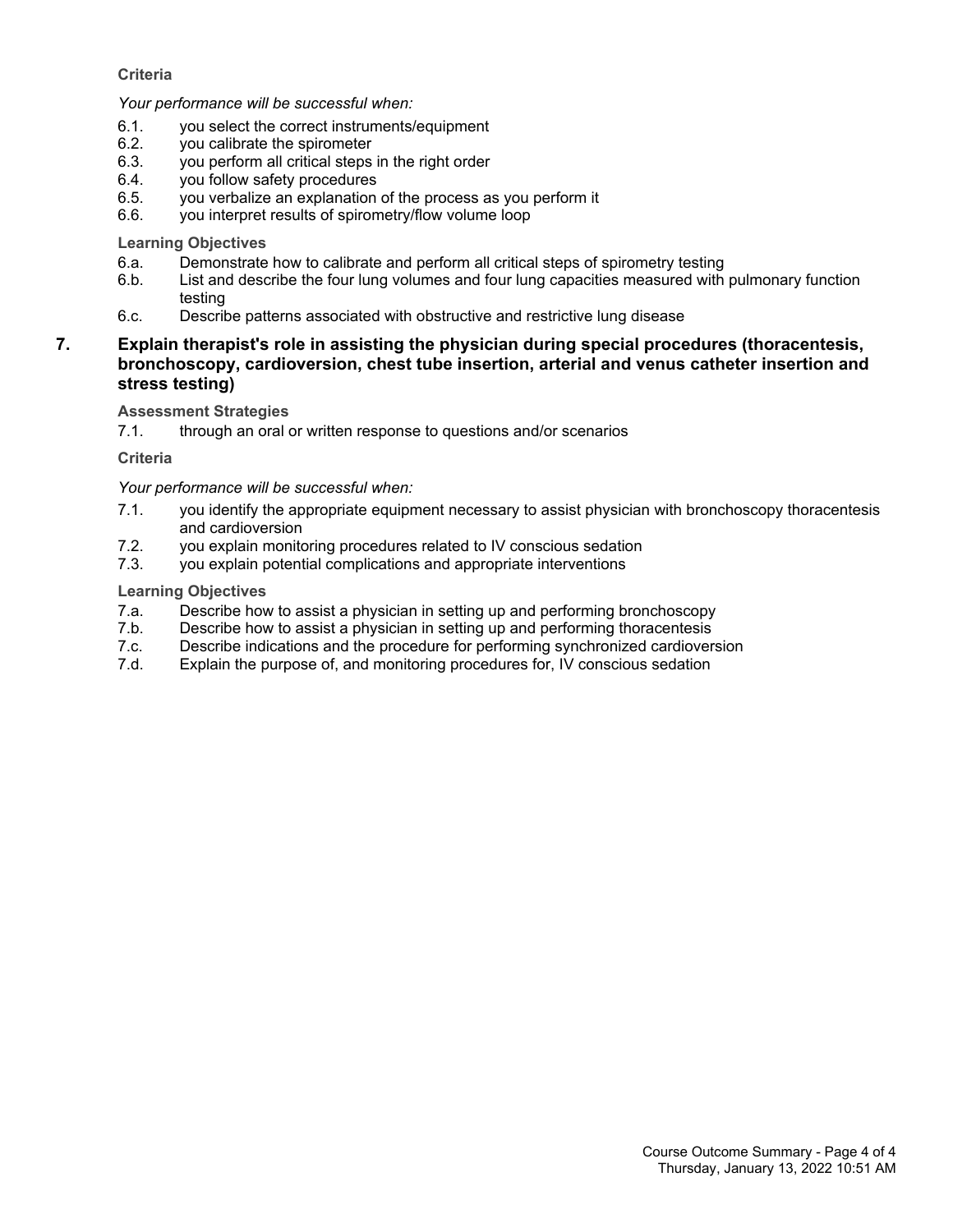**Criteria**

*Your performance will be successful when:*

6.1. you select the correct instruments/equipment
6.2. you calibrate the spirometer
6.3. you perform all critical steps in the right order
6.4. you follow safety procedures
6.5. you verbalize an explanation of the process as you perform it
6.6. you interpret results of spirometry/flow volume loop

**Learning Objectives**

6.a. Demonstrate how to calibrate and perform all critical steps of spirometry testing
6.b. List and describe the four lung volumes and four lung capacities measured with pulmonary function testing
6.c. Describe patterns associated with obstructive and restrictive lung disease

## 7. Explain therapist's role in assisting the physician during special procedures (thoracentesis, bronchoscopy, cardioversion, chest tube insertion, arterial and venus catheter insertion and stress testing)

**Assessment Strategies**

7.1. through an oral or written response to questions and/or scenarios

**Criteria**

*Your performance will be successful when:*

7.1. you identify the appropriate equipment necessary to assist physician with bronchoscopy thoracentesis and cardioversion
7.2. you explain monitoring procedures related to IV conscious sedation
7.3. you explain potential complications and appropriate interventions

**Learning Objectives**

7.a. Describe how to assist a physician in setting up and performing bronchoscopy
7.b. Describe how to assist a physician in setting up and performing thoracentesis
7.c. Describe indications and the procedure for performing synchronized cardioversion
7.d. Explain the purpose of, and monitoring procedures for, IV conscious sedation